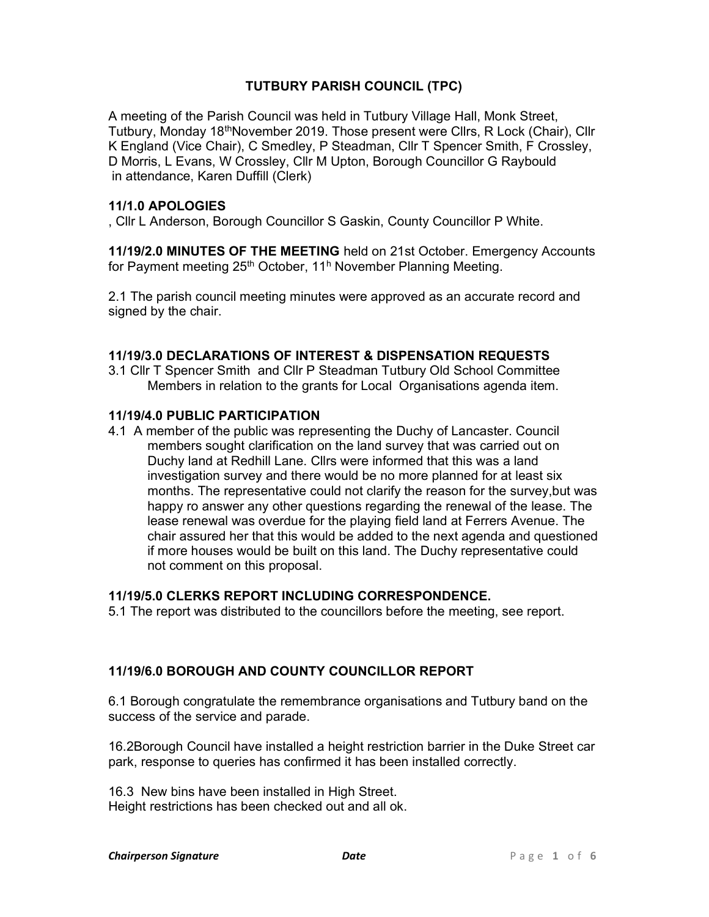# TUTBURY PARISH COUNCIL (TPC)

A meeting of the Parish Council was held in Tutbury Village Hall, Monk Street, Tutbury, Monday 18th November 2019. Those present were Cllrs, R Lock (Chair), Cllr K England (Vice Chair), C Smedley, P Steadman, Cllr T Spencer Smith, F Crossley, D Morris, L Evans, W Crossley, Cllr M Upton, Borough Councillor G Raybould in attendance, Karen Duffill (Clerk)

### 11/1.0 APOLOGIES

, Cllr L Anderson, Borough Councillor S Gaskin, County Councillor P White.

**11/19/2.0 MINUTES OF THE MEETING** held on 21st October. Emergency Accounts for Payment meeting 25th October, 11h November Planning Meeting.

2.1 The parish council meeting minutes were approved as an accurate record and signed by the chair.

### 11/19/3.0 DECLARATIONS OF INTEREST & DISPENSATION REQUESTS

3.1 Cllr T Spencer Smith and Cllr P Steadman Tutbury Old School Committee Members in relation to the grants for Local Organisations agenda item.

### 11/19/4.0 PUBLIC PARTICIPATION

4.1 A member of the public was representing the Duchy of Lancaster. Council members sought clarification on the land survey that was carried out on Duchy land at Redhill Lane. Cllrs were informed that this was a land investigation survey and there would be no more planned for at least six months. The representative could not clarify the reason for the survey,but was happy ro answer any other questions regarding the renewal of the lease. The lease renewal was overdue for the playing field land at Ferrers Avenue. The chair assured her that this would be added to the next agenda and questioned if more houses would be built on this land. The Duchy representative could not comment on this proposal.

### 11/19/5.0 CLERKS REPORT INCLUDING CORRESPONDENCE.

5.1 The report was distributed to the councillors before the meeting, see report.

### 11/19/6.0 BOROUGH AND COUNTY COUNCILLOR REPORT

6.1 Borough congratulate the remembrance organisations and Tutbury band on the success of the service and parade.

16.2Borough Council have installed a height restriction barrier in the Duke Street car park, response to queries has confirmed it has been installed correctly.

16.3 New bins have been installed in High Street.
Height restrictions has been checked out and all ok.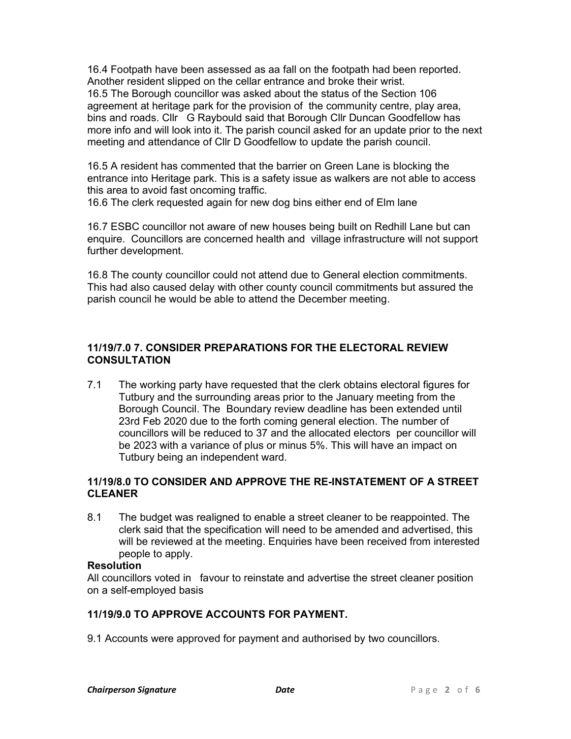16.4 Footpath have been assessed as aa fall on the footpath had been reported. Another resident slipped on the cellar entrance and broke their wrist.
16.5 The Borough councillor was asked about the status of the Section 106 agreement at heritage park for the provision of the community centre, play area, bins and roads. Cllr G Raybould said that Borough Cllr Duncan Goodfellow has more info and will look into it. The parish council asked for an update prior to the next meeting and attendance of Cllr D Goodfellow to update the parish council.

16.5 A resident has commented that the barrier on Green Lane is blocking the entrance into Heritage park. This is a safety issue as walkers are not able to access this area to avoid fast oncoming traffic.
16.6 The clerk requested again for new dog bins either end of Elm lane

16.7 ESBC councillor not aware of new houses being built on Redhill Lane but can enquire. Councillors are concerned health and village infrastructure will not support further development.

16.8 The county councillor could not attend due to General election commitments. This had also caused delay with other county council commitments but assured the parish council he would be able to attend the December meeting.

### 11/19/7.0 7. CONSIDER PREPARATIONS FOR THE ELECTORAL REVIEW CONSULTATION

7.1 The working party have requested that the clerk obtains electoral figures for Tutbury and the surrounding areas prior to the January meeting from the Borough Council. The Boundary review deadline has been extended until 23rd Feb 2020 due to the forth coming general election. The number of councillors will be reduced to 37 and the allocated electors per councillor will be 2023 with a variance of plus or minus 5%. This will have an impact on Tutbury being an independent ward.

### 11/19/8.0 TO CONSIDER AND APPROVE THE RE-INSTATEMENT OF A STREET CLEANER

8.1 The budget was realigned to enable a street cleaner to be reappointed. The clerk said that the specification will need to be amended and advertised, this will be reviewed at the meeting. Enquiries have been received from interested people to apply.

**Resolution**
All councillors voted in favour to reinstate and advertise the street cleaner position on a self-employed basis

### 11/19/9.0 TO APPROVE ACCOUNTS FOR PAYMENT.

9.1 Accounts were approved for payment and authorised by two councillors.

***Chairperson Signature*** ***Date***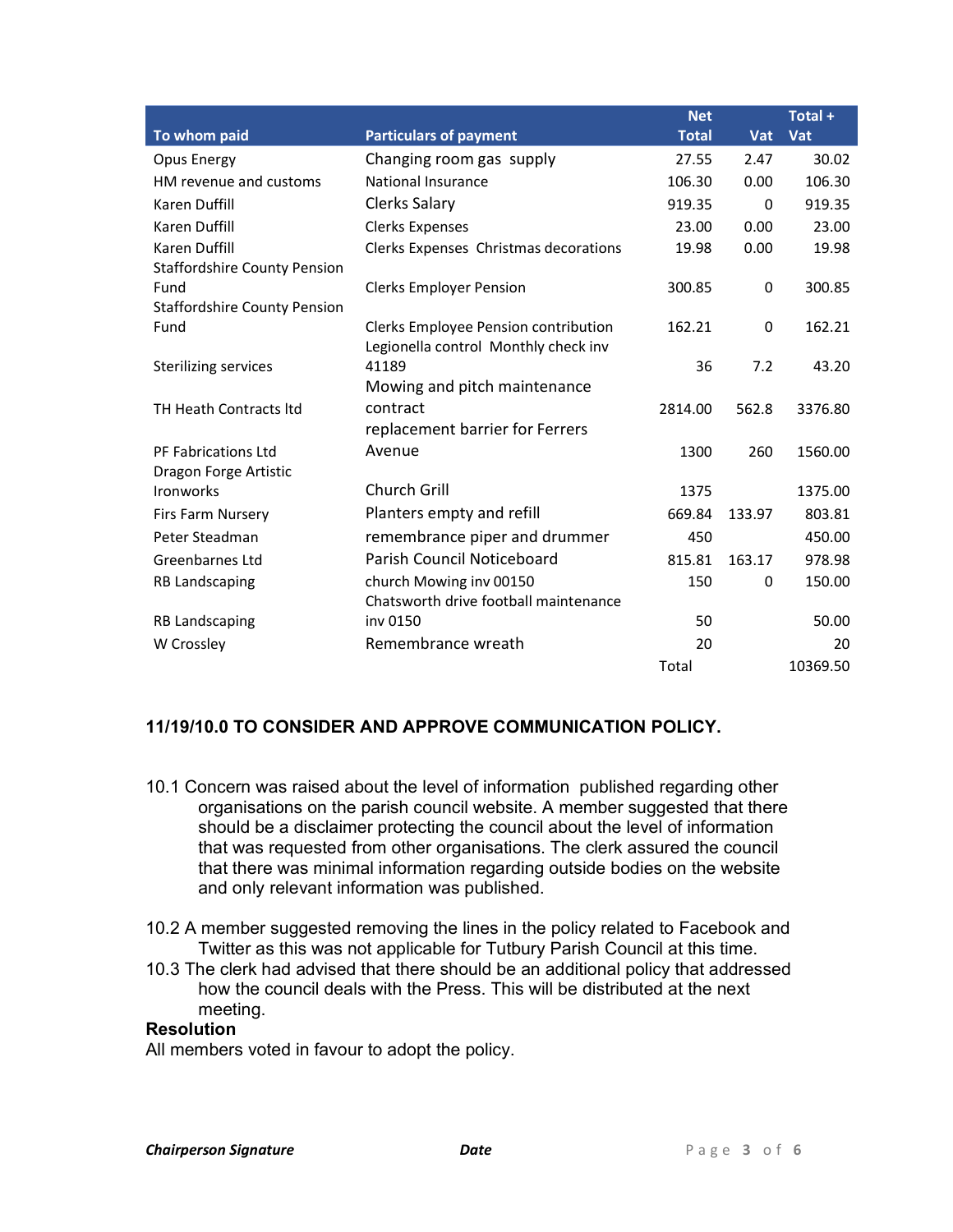| To whom paid | Particulars of payment | Net Total | Vat | Total + Vat |
|---|---|---|---|---|
| Opus Energy | Changing room gas supply | 27.55 | 2.47 | 30.02 |
| HM revenue and customs | National Insurance | 106.30 | 0.00 | 106.30 |
| Karen Duffill | Clerks Salary | 919.35 | 0 | 919.35 |
| Karen Duffill | Clerks Expenses | 23.00 | 0.00 | 23.00 |
| Karen Duffill | Clerks Expenses Christmas decorations | 19.98 | 0.00 | 19.98 |
| Staffordshire County Pension Fund | Clerks Employer Pension | 300.85 | 0 | 300.85 |
| Staffordshire County Pension Fund | Clerks Employee Pension contribution | 162.21 | 0 | 162.21 |
| Sterilizing services | Legionella control Monthly check inv 41189 | 36 | 7.2 | 43.20 |
| TH Heath Contracts ltd | Mowing and pitch maintenance contract | 2814.00 | 562.8 | 3376.80 |
| PF Fabrications Ltd | replacement barrier for Ferrers Avenue | 1300 | 260 | 1560.00 |
| Dragon Forge Artistic Ironworks | Church Grill | 1375 | | 1375.00 |
| Firs Farm Nursery | Planters empty and refill | 669.84 | 133.97 | 803.81 |
| Peter Steadman | remembrance piper and drummer | 450 | | 450.00 |
| Greenbarnes Ltd | Parish Council Noticeboard | 815.81 | 163.17 | 978.98 |
| RB Landscaping | church Mowing inv 00150 | 150 | 0 | 150.00 |
| RB Landscaping | Chatsworth drive football maintenance inv 0150 | 50 | | 50.00 |
| W Crossley | Remembrance wreath | 20 | | 20 |
| | | Total | | 10369.50 |

### 11/19/10.0 TO CONSIDER AND APPROVE COMMUNICATION POLICY.

10.1 Concern was raised about the level of information published regarding other organisations on the parish council website. A member suggested that there should be a disclaimer protecting the council about the level of information that was requested from other organisations. The clerk assured the council that there was minimal information regarding outside bodies on the website and only relevant information was published.

10.2 A member suggested removing the lines in the policy related to Facebook and Twitter as this was not applicable for Tutbury Parish Council at this time.

10.3 The clerk had advised that there should be an additional policy that addressed how the council deals with the Press. This will be distributed at the next meeting.

**Resolution**

All members voted in favour to adopt the policy.

***Chairperson Signature*** ***Date***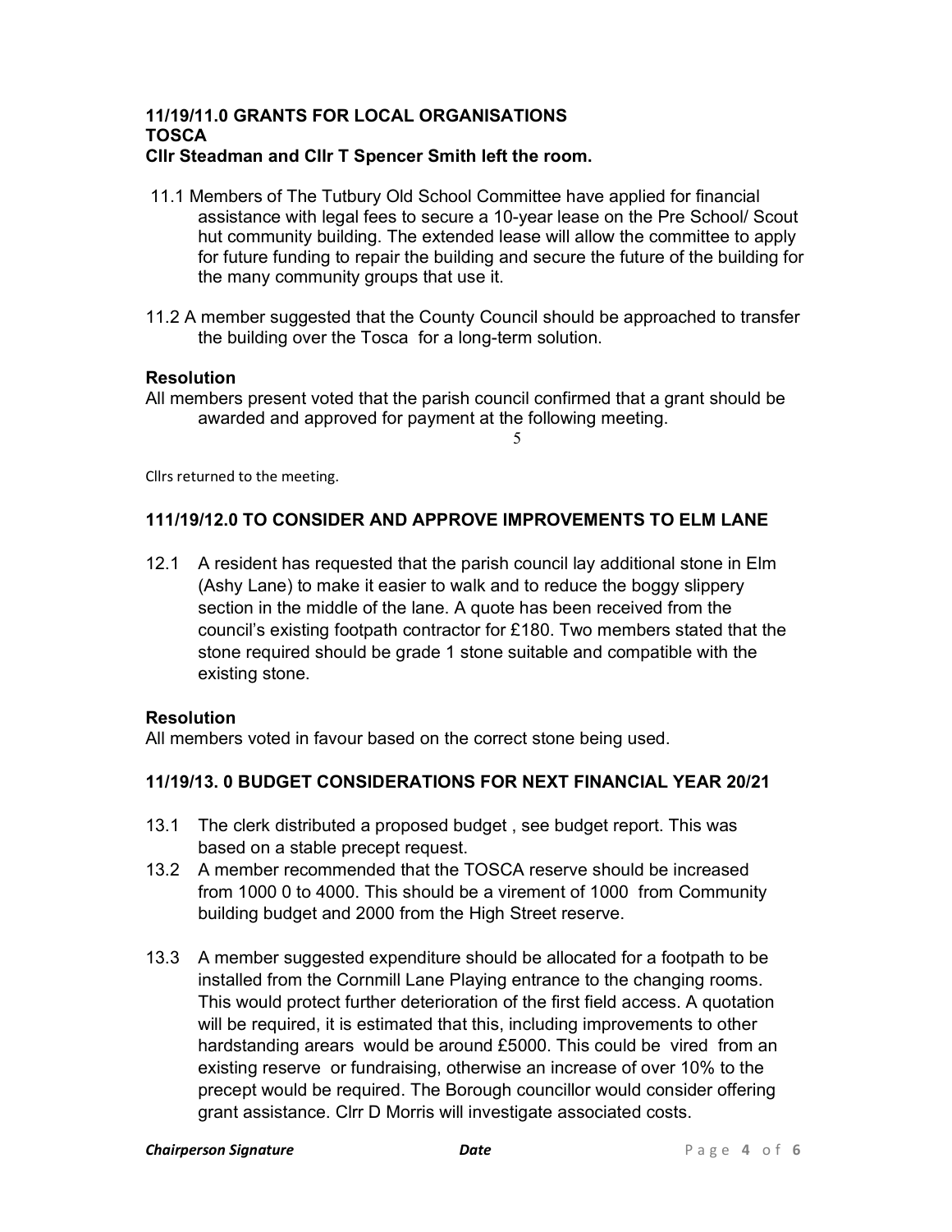## 11/19/11.0 GRANTS FOR LOCAL ORGANISATIONS
### TOSCA
**Cllr Steadman and Cllr T Spencer Smith left the room.**

11.1 Members of The Tutbury Old School Committee have applied for financial assistance with legal fees to secure a 10-year lease on the Pre School/ Scout hut community building. The extended lease will allow the committee to apply for future funding to repair the building and secure the future of the building for the many community groups that use it.

11.2 A member suggested that the County Council should be approached to transfer the building over the Tosca for a long-term solution.

**Resolution**

All members present voted that the parish council confirmed that a grant should be awarded and approved for payment at the following meeting.

5

Cllrs returned to the meeting.

## 111/19/12.0 TO CONSIDER AND APPROVE IMPROVEMENTS TO ELM LANE

12.1 A resident has requested that the parish council lay additional stone in Elm (Ashy Lane) to make it easier to walk and to reduce the boggy slippery section in the middle of the lane. A quote has been received from the council's existing footpath contractor for £180. Two members stated that the stone required should be grade 1 stone suitable and compatible with the existing stone.

**Resolution**

All members voted in favour based on the correct stone being used.

## 11/19/13. 0 BUDGET CONSIDERATIONS FOR NEXT FINANCIAL YEAR 20/21

13.1 The clerk distributed a proposed budget , see budget report. This was based on a stable precept request.

13.2 A member recommended that the TOSCA reserve should be increased from 1000 0 to 4000. This should be a virement of 1000 from Community building budget and 2000 from the High Street reserve.

13.3 A member suggested expenditure should be allocated for a footpath to be installed from the Cornmill Lane Playing entrance to the changing rooms. This would protect further deterioration of the first field access. A quotation will be required, it is estimated that this, including improvements to other hardstanding arears would be around £5000. This could be vired from an existing reserve or fundraising, otherwise an increase of over 10% to the precept would be required. The Borough councillor would consider offering grant assistance. Clrr D Morris will investigate associated costs.

*Chairperson Signature* *Date*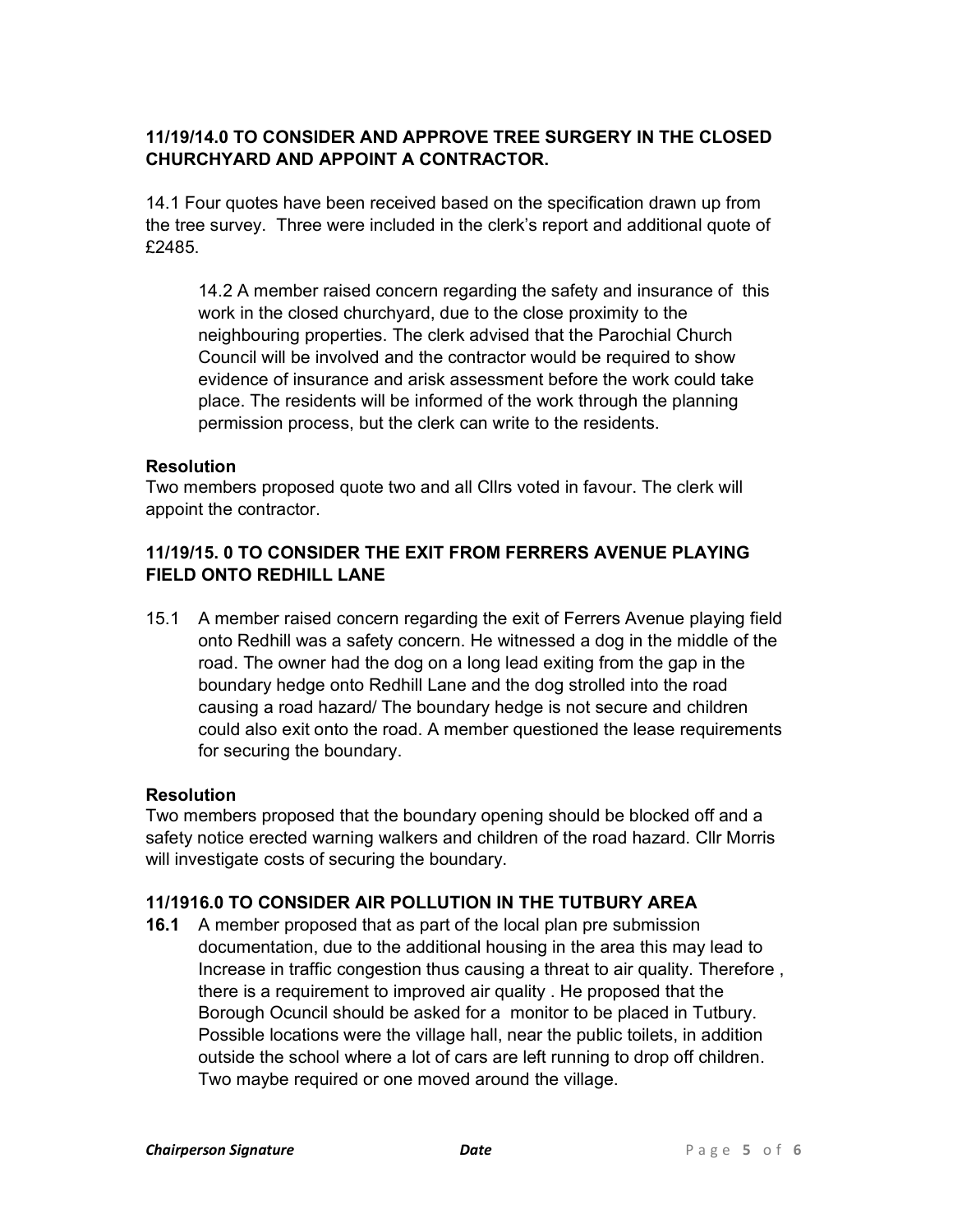**11/19/14.0 TO CONSIDER AND APPROVE TREE SURGERY IN THE CLOSED CHURCHYARD AND APPOINT A CONTRACTOR.**

14.1 Four quotes have been received based on the specification drawn up from the tree survey. Three were included in the clerk's report and additional quote of £2485.

> 14.2 A member raised concern regarding the safety and insurance of this work in the closed churchyard, due to the close proximity to the neighbouring properties. The clerk advised that the Parochial Church Council will be involved and the contractor would be required to show evidence of insurance and arisk assessment before the work could take place. The residents will be informed of the work through the planning permission process, but the clerk can write to the residents.

**Resolution**

Two members proposed quote two and all Cllrs voted in favour. The clerk will appoint the contractor.

**11/19/15. 0 TO CONSIDER THE EXIT FROM FERRERS AVENUE PLAYING FIELD ONTO REDHILL LANE**

15.1 A member raised concern regarding the exit of Ferrers Avenue playing field onto Redhill was a safety concern. He witnessed a dog in the middle of the road. The owner had the dog on a long lead exiting from the gap in the boundary hedge onto Redhill Lane and the dog strolled into the road causing a road hazard/ The boundary hedge is not secure and children could also exit onto the road. A member questioned the lease requirements for securing the boundary.

**Resolution**

Two members proposed that the boundary opening should be blocked off and a safety notice erected warning walkers and children of the road hazard. Cllr Morris will investigate costs of securing the boundary.

**11/1916.0 TO CONSIDER AIR POLLUTION IN THE TUTBURY AREA**

**16.1** A member proposed that as part of the local plan pre submission documentation, due to the additional housing in the area this may lead to Increase in traffic congestion thus causing a threat to air quality. Therefore , there is a requirement to improved air quality . He proposed that the Borough Ocuncil should be asked for a monitor to be placed in Tutbury. Possible locations were the village hall, near the public toilets, in addition outside the school where a lot of cars are left running to drop off children. Two maybe required or one moved around the village.

*Chairperson Signature* *Date*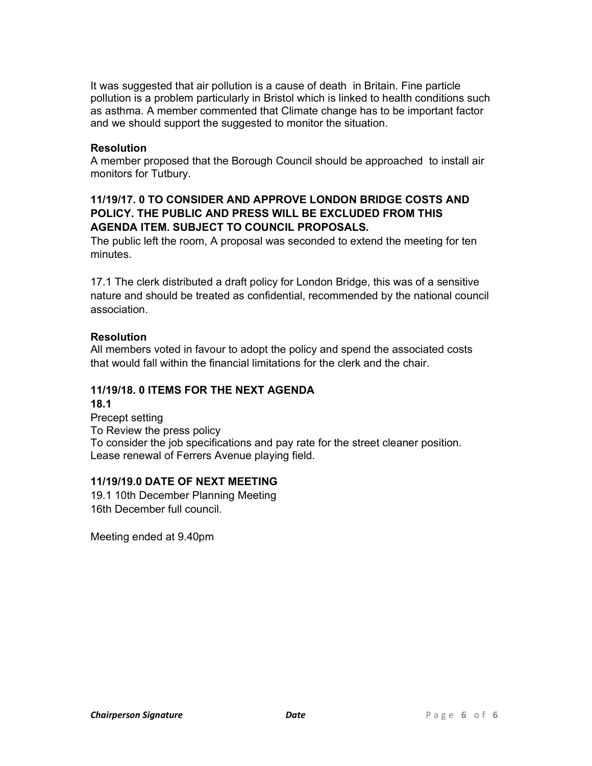It was suggested that air pollution is a cause of death in Britain. Fine particle pollution is a problem particularly in Bristol which is linked to health conditions such as asthma. A member commented that Climate change has to be important factor and we should support the suggested to monitor the situation.

**Resolution**

A member proposed that the Borough Council should be approached to install air monitors for Tutbury.

**11/19/17. 0 TO CONSIDER AND APPROVE LONDON BRIDGE COSTS AND POLICY. THE PUBLIC AND PRESS WILL BE EXCLUDED FROM THIS AGENDA ITEM. SUBJECT TO COUNCIL PROPOSALS.**

The public left the room, A proposal was seconded to extend the meeting for ten minutes.

17.1 The clerk distributed a draft policy for London Bridge, this was of a sensitive nature and should be treated as confidential, recommended by the national council association.

**Resolution**

All members voted in favour to adopt the policy and spend the associated costs that would fall within the financial limitations for the clerk and the chair.

**11/19/18. 0 ITEMS FOR THE NEXT AGENDA**

**18.1**

Precept setting

To Review the press policy

To consider the job specifications and pay rate for the street cleaner position.

Lease renewal of Ferrers Avenue playing field.

**11/19/19.0 DATE OF NEXT MEETING**

19.1 10th December Planning Meeting

16th December full council.

Meeting ended at 9.40pm

***Chairperson Signature*** ***Date***